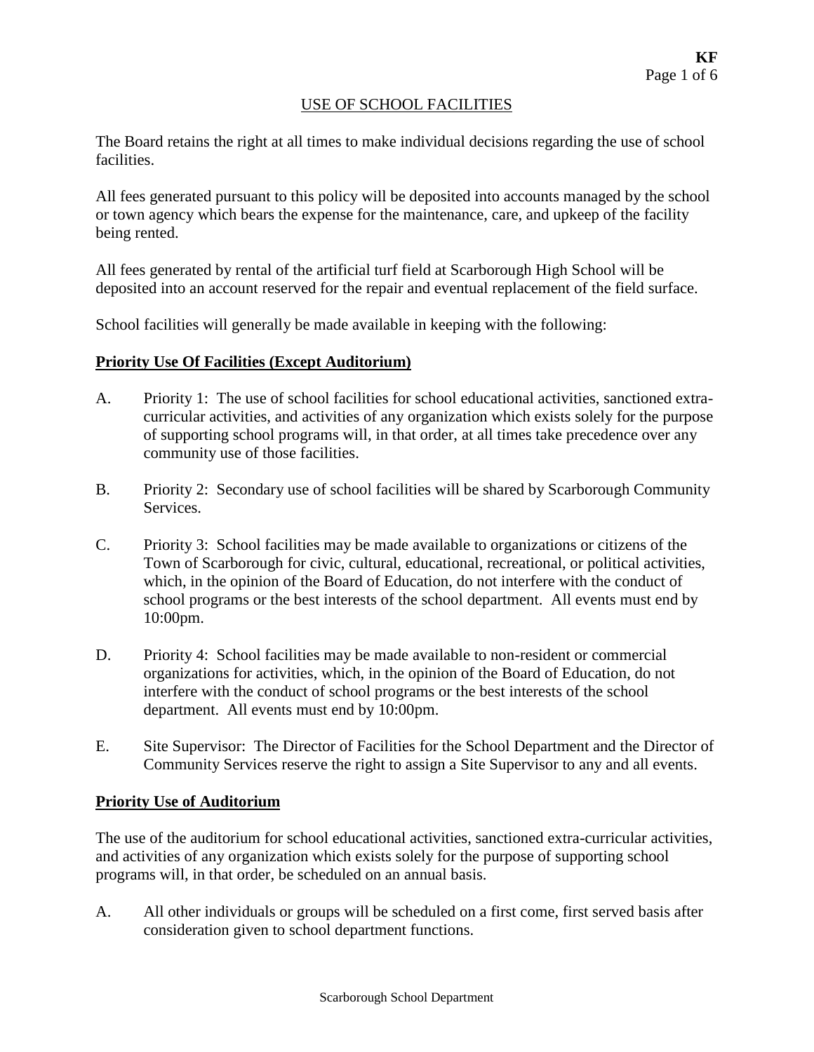# USE OF SCHOOL FACILITIES

The Board retains the right at all times to make individual decisions regarding the use of school facilities.

All fees generated pursuant to this policy will be deposited into accounts managed by the school or town agency which bears the expense for the maintenance, care, and upkeep of the facility being rented.

All fees generated by rental of the artificial turf field at Scarborough High School will be deposited into an account reserved for the repair and eventual replacement of the field surface.

School facilities will generally be made available in keeping with the following:

## Priority Use Of Facilities (Except Auditorium)

A. Priority 1: The use of school facilities for school educational activities, sanctioned extra-curricular activities, and activities of any organization which exists solely for the purpose of supporting school programs will, in that order, at all times take precedence over any community use of those facilities.

B. Priority 2: Secondary use of school facilities will be shared by Scarborough Community Services.

C. Priority 3: School facilities may be made available to organizations or citizens of the Town of Scarborough for civic, cultural, educational, recreational, or political activities, which, in the opinion of the Board of Education, do not interfere with the conduct of school programs or the best interests of the school department. All events must end by 10:00pm.

D. Priority 4: School facilities may be made available to non-resident or commercial organizations for activities, which, in the opinion of the Board of Education, do not interfere with the conduct of school programs or the best interests of the school department. All events must end by 10:00pm.

E. Site Supervisor: The Director of Facilities for the School Department and the Director of Community Services reserve the right to assign a Site Supervisor to any and all events.

## Priority Use of Auditorium

The use of the auditorium for school educational activities, sanctioned extra-curricular activities, and activities of any organization which exists solely for the purpose of supporting school programs will, in that order, be scheduled on an annual basis.

A. All other individuals or groups will be scheduled on a first come, first served basis after consideration given to school department functions.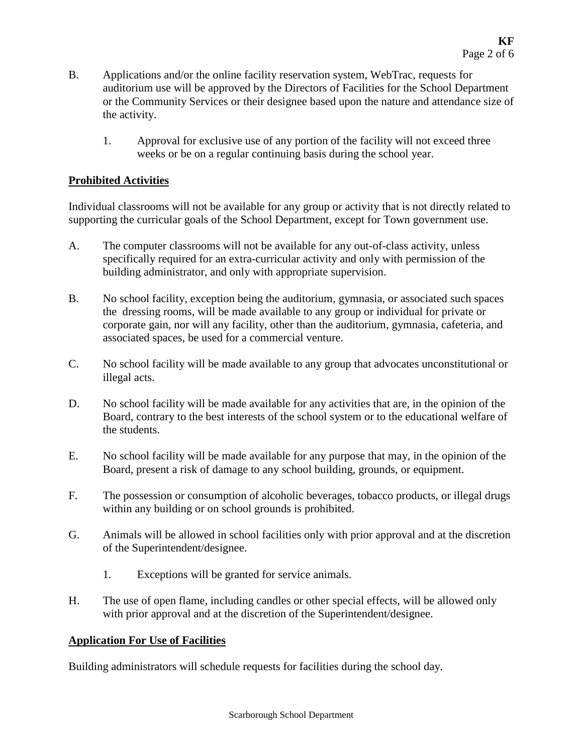B. Applications and/or the online facility reservation system, WebTrac, requests for auditorium use will be approved by the Directors of Facilities for the School Department or the Community Services or their designee based upon the nature and attendance size of the activity.

   1. Approval for exclusive use of any portion of the facility will not exceed three weeks or be on a regular continuing basis during the school year.

**Prohibited Activities**

Individual classrooms will not be available for any group or activity that is not directly related to supporting the curricular goals of the School Department, except for Town government use.

A. The computer classrooms will not be available for any out-of-class activity, unless specifically required for an extra-curricular activity and only with permission of the building administrator, and only with appropriate supervision.

B. No school facility, exception being the auditorium, gymnasia, or associated such spaces the dressing rooms, will be made available to any group or individual for private or corporate gain, nor will any facility, other than the auditorium, gymnasia, cafeteria, and associated spaces, be used for a commercial venture.

C. No school facility will be made available to any group that advocates unconstitutional or illegal acts.

D. No school facility will be made available for any activities that are, in the opinion of the Board, contrary to the best interests of the school system or to the educational welfare of the students.

E. No school facility will be made available for any purpose that may, in the opinion of the Board, present a risk of damage to any school building, grounds, or equipment.

F. The possession or consumption of alcoholic beverages, tobacco products, or illegal drugs within any building or on school grounds is prohibited.

G. Animals will be allowed in school facilities only with prior approval and at the discretion of the Superintendent/designee.

   1. Exceptions will be granted for service animals.

H. The use of open flame, including candles or other special effects, will be allowed only with prior approval and at the discretion of the Superintendent/designee.

**Application For Use of Facilities**

Building administrators will schedule requests for facilities during the school day.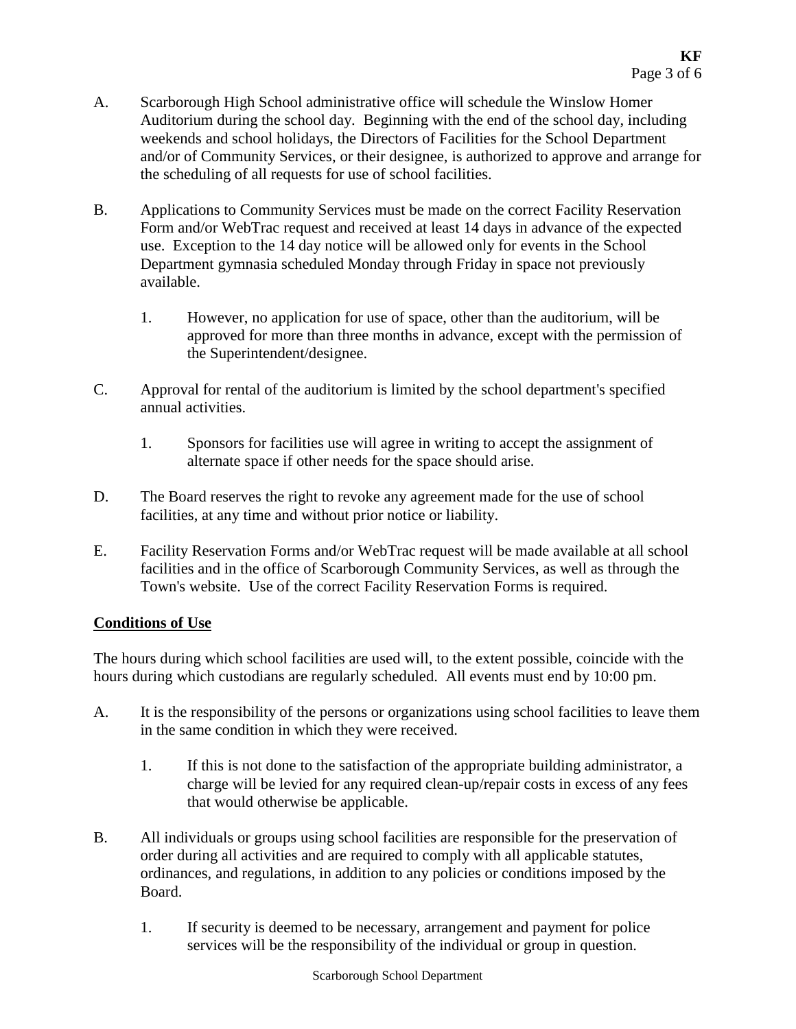A. Scarborough High School administrative office will schedule the Winslow Homer Auditorium during the school day. Beginning with the end of the school day, including weekends and school holidays, the Directors of Facilities for the School Department and/or of Community Services, or their designee, is authorized to approve and arrange for the scheduling of all requests for use of school facilities.

B. Applications to Community Services must be made on the correct Facility Reservation Form and/or WebTrac request and received at least 14 days in advance of the expected use. Exception to the 14 day notice will be allowed only for events in the School Department gymnasia scheduled Monday through Friday in space not previously available.

   1. However, no application for use of space, other than the auditorium, will be approved for more than three months in advance, except with the permission of the Superintendent/designee.

C. Approval for rental of the auditorium is limited by the school department's specified annual activities.

   1. Sponsors for facilities use will agree in writing to accept the assignment of alternate space if other needs for the space should arise.

D. The Board reserves the right to revoke any agreement made for the use of school facilities, at any time and without prior notice or liability.

E. Facility Reservation Forms and/or WebTrac request will be made available at all school facilities and in the office of Scarborough Community Services, as well as through the Town's website. Use of the correct Facility Reservation Forms is required.

**<u>Conditions of Use</u>**

The hours during which school facilities are used will, to the extent possible, coincide with the hours during which custodians are regularly scheduled. All events must end by 10:00 pm.

A. It is the responsibility of the persons or organizations using school facilities to leave them in the same condition in which they were received.

   1. If this is not done to the satisfaction of the appropriate building administrator, a charge will be levied for any required clean-up/repair costs in excess of any fees that would otherwise be applicable.

B. All individuals or groups using school facilities are responsible for the preservation of order during all activities and are required to comply with all applicable statutes, ordinances, and regulations, in addition to any policies or conditions imposed by the Board.

   1. If security is deemed to be necessary, arrangement and payment for police services will be the responsibility of the individual or group in question.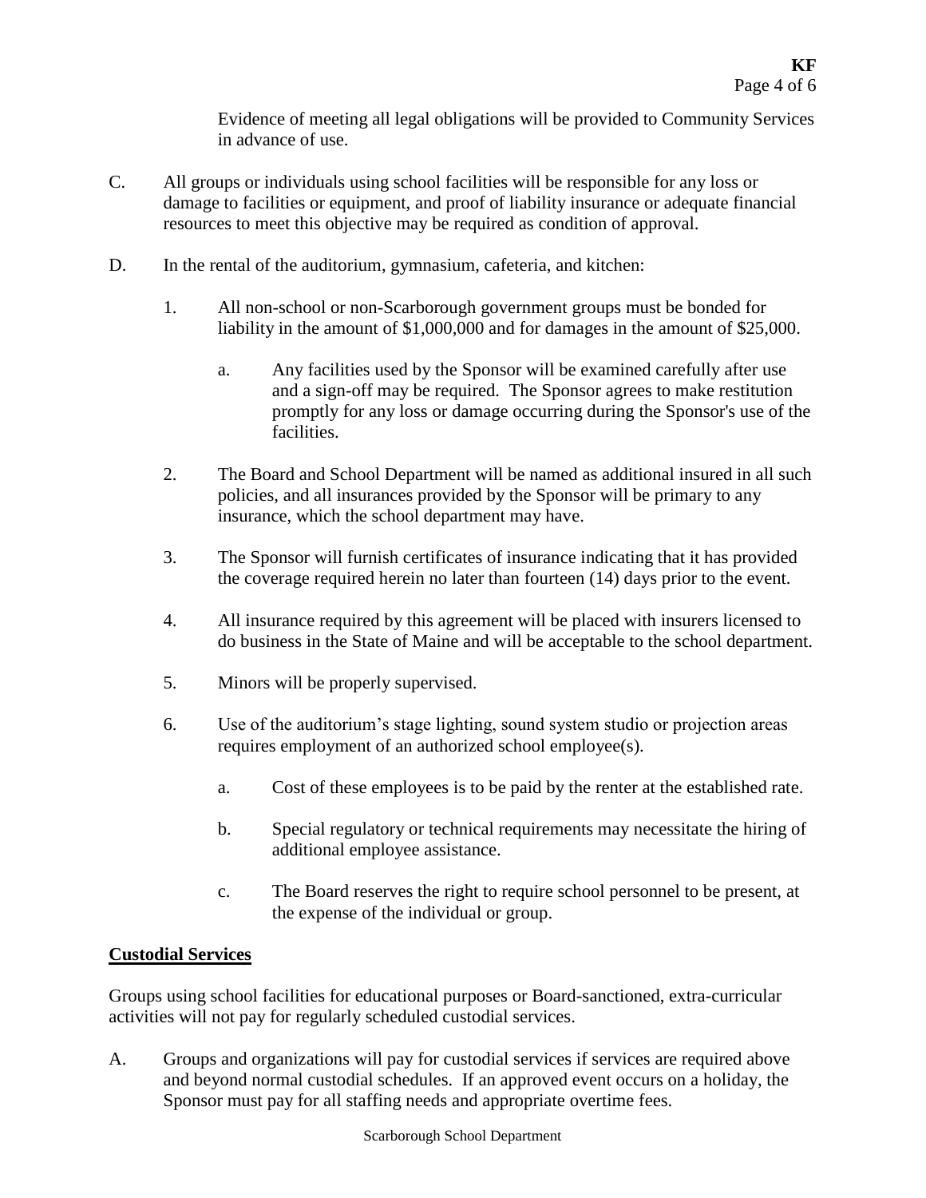Evidence of meeting all legal obligations will be provided to Community Services in advance of use.

C. All groups or individuals using school facilities will be responsible for any loss or damage to facilities or equipment, and proof of liability insurance or adequate financial resources to meet this objective may be required as condition of approval.

D. In the rental of the auditorium, gymnasium, cafeteria, and kitchen:

   1. All non-school or non-Scarborough government groups must be bonded for liability in the amount of $1,000,000 and for damages in the amount of $25,000.

      a. Any facilities used by the Sponsor will be examined carefully after use and a sign-off may be required. The Sponsor agrees to make restitution promptly for any loss or damage occurring during the Sponsor's use of the facilities.

   2. The Board and School Department will be named as additional insured in all such policies, and all insurances provided by the Sponsor will be primary to any insurance, which the school department may have.

   3. The Sponsor will furnish certificates of insurance indicating that it has provided the coverage required herein no later than fourteen (14) days prior to the event.

   4. All insurance required by this agreement will be placed with insurers licensed to do business in the State of Maine and will be acceptable to the school department.

   5. Minors will be properly supervised.

   6. Use of the auditorium's stage lighting, sound system studio or projection areas requires employment of an authorized school employee(s).

      a. Cost of these employees is to be paid by the renter at the established rate.

      b. Special regulatory or technical requirements may necessitate the hiring of additional employee assistance.

      c. The Board reserves the right to require school personnel to be present, at the expense of the individual or group.

**Custodial Services**

Groups using school facilities for educational purposes or Board-sanctioned, extra-curricular activities will not pay for regularly scheduled custodial services.

A. Groups and organizations will pay for custodial services if services are required above and beyond normal custodial schedules. If an approved event occurs on a holiday, the Sponsor must pay for all staffing needs and appropriate overtime fees.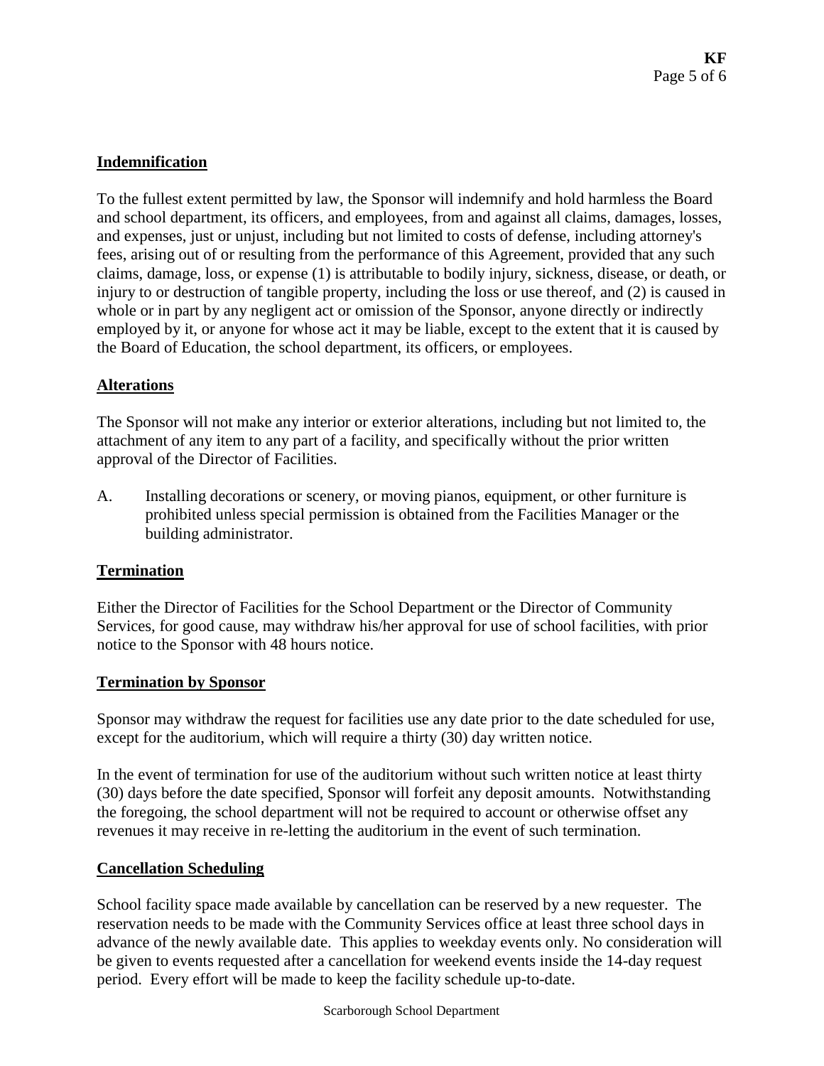**Indemnification**

To the fullest extent permitted by law, the Sponsor will indemnify and hold harmless the Board and school department, its officers, and employees, from and against all claims, damages, losses, and expenses, just or unjust, including but not limited to costs of defense, including attorney's fees, arising out of or resulting from the performance of this Agreement, provided that any such claims, damage, loss, or expense (1) is attributable to bodily injury, sickness, disease, or death, or injury to or destruction of tangible property, including the loss or use thereof, and (2) is caused in whole or in part by any negligent act or omission of the Sponsor, anyone directly or indirectly employed by it, or anyone for whose act it may be liable, except to the extent that it is caused by the Board of Education, the school department, its officers, or employees.

**Alterations**

The Sponsor will not make any interior or exterior alterations, including but not limited to, the attachment of any item to any part of a facility, and specifically without the prior written approval of the Director of Facilities.

A. Installing decorations or scenery, or moving pianos, equipment, or other furniture is prohibited unless special permission is obtained from the Facilities Manager or the building administrator.

**Termination**

Either the Director of Facilities for the School Department or the Director of Community Services, for good cause, may withdraw his/her approval for use of school facilities, with prior notice to the Sponsor with 48 hours notice.

**Termination by Sponsor**

Sponsor may withdraw the request for facilities use any date prior to the date scheduled for use, except for the auditorium, which will require a thirty (30) day written notice.

In the event of termination for use of the auditorium without such written notice at least thirty (30) days before the date specified, Sponsor will forfeit any deposit amounts. Notwithstanding the foregoing, the school department will not be required to account or otherwise offset any revenues it may receive in re-letting the auditorium in the event of such termination.

**Cancellation Scheduling**

School facility space made available by cancellation can be reserved by a new requester. The reservation needs to be made with the Community Services office at least three school days in advance of the newly available date. This applies to weekday events only. No consideration will be given to events requested after a cancellation for weekend events inside the 14-day request period. Every effort will be made to keep the facility schedule up-to-date.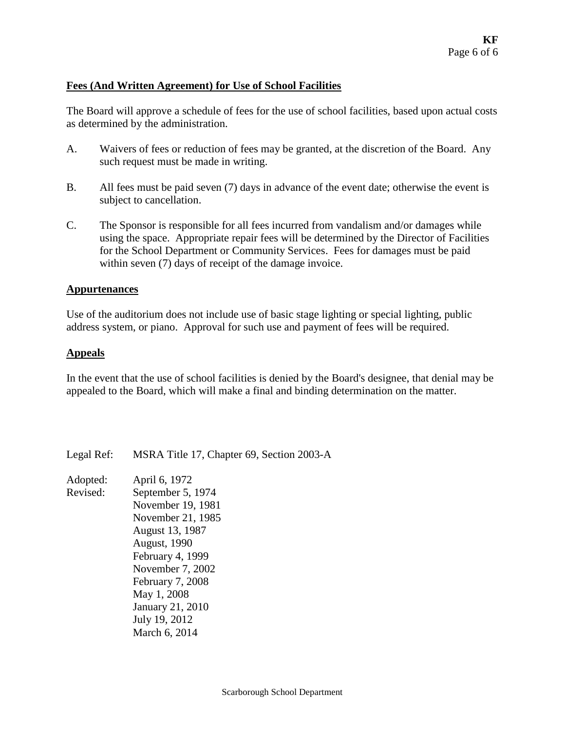**Fees (And Written Agreement) for Use of School Facilities**

The Board will approve a schedule of fees for the use of school facilities, based upon actual costs as determined by the administration.

A. Waivers of fees or reduction of fees may be granted, at the discretion of the Board. Any such request must be made in writing.

B. All fees must be paid seven (7) days in advance of the event date; otherwise the event is subject to cancellation.

C. The Sponsor is responsible for all fees incurred from vandalism and/or damages while using the space. Appropriate repair fees will be determined by the Director of Facilities for the School Department or Community Services. Fees for damages must be paid within seven (7) days of receipt of the damage invoice.

**Appurtenances**

Use of the auditorium does not include use of basic stage lighting or special lighting, public address system, or piano. Approval for such use and payment of fees will be required.

**Appeals**

In the event that the use of school facilities is denied by the Board's designee, that denial may be appealed to the Board, which will make a final and binding determination on the matter.

Legal Ref: MSRA Title 17, Chapter 69, Section 2003-A

Adopted: April 6, 1972
Revised: September 5, 1974
November 19, 1981
November 21, 1985
August 13, 1987
August, 1990
February 4, 1999
November 7, 2002
February 7, 2008
May 1, 2008
January 21, 2010
July 19, 2012
March 6, 2014